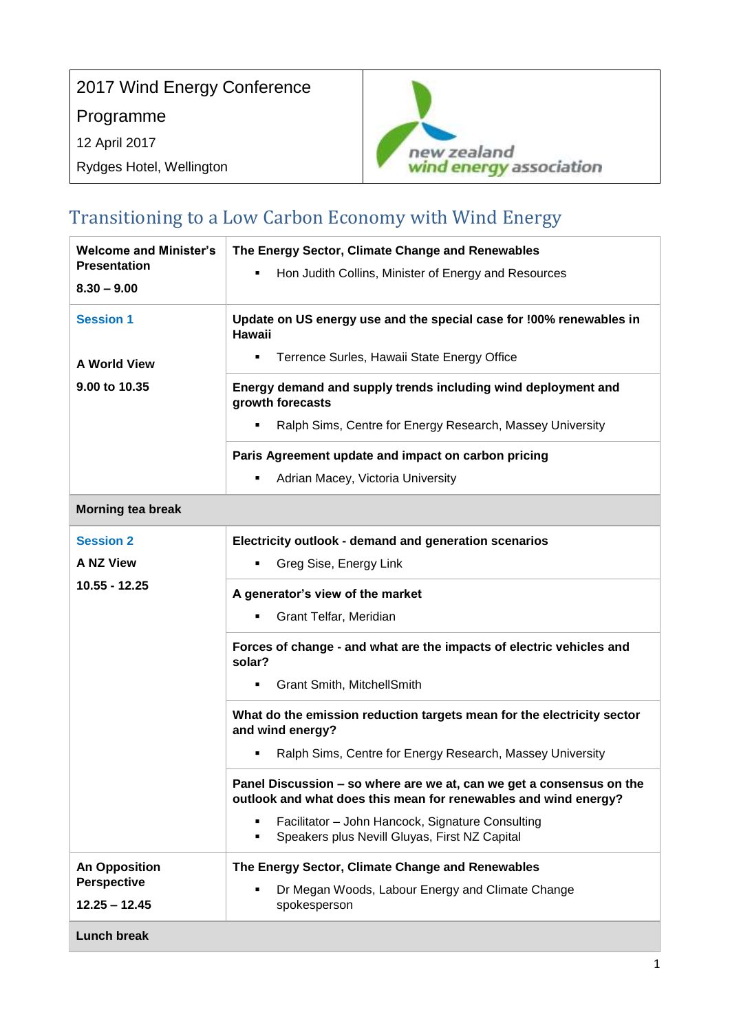2017 Wind Energy Conference

Programme

12 April 2017

Rydges Hotel, Wellington

new zealand wind energy association

## Transitioning to a Low Carbon Economy with Wind Energy

| | |
|---|---|
| **Welcome and Minister's Presentation** **8.30 – 9.00** | **The Energy Sector, Climate Change and Renewables** <br> ▪ Hon Judith Collins, Minister of Energy and Resources |
| **Session 1** **A World View** **9.00 to 10.35** | **Update on US energy use and the special case for !00% renewables in Hawaii** <br> ▪ Terrence Surles, Hawaii State Energy Office |
| | **Energy demand and supply trends including wind deployment and growth forecasts** <br> ▪ Ralph Sims, Centre for Energy Research, Massey University |
| | **Paris Agreement update and impact on carbon pricing** <br> ▪ Adrian Macey, Victoria University |
| **Morning tea break** | |
| **Session 2** **A NZ View** **10.55 - 12.25** | **Electricity outlook - demand and generation scenarios** <br> ▪ Greg Sise, Energy Link |
| | **A generator's view of the market** <br> ▪ Grant Telfar, Meridian |
| | **Forces of change - and what are the impacts of electric vehicles and solar?** <br> ▪ Grant Smith, MitchellSmith |
| | **What do the emission reduction targets mean for the electricity sector and wind energy?** <br> ▪ Ralph Sims, Centre for Energy Research, Massey University |
| | **Panel Discussion – so where are we at, can we get a consensus on the outlook and what does this mean for renewables and wind energy?** <br> ▪ Facilitator – John Hancock, Signature Consulting <br> ▪ Speakers plus Nevill Gluyas, First NZ Capital |
| **An Opposition Perspective** **12.25 – 12.45** | **The Energy Sector, Climate Change and Renewables** <br> ▪ Dr Megan Woods, Labour Energy and Climate Change spokesperson |
| **Lunch break** | |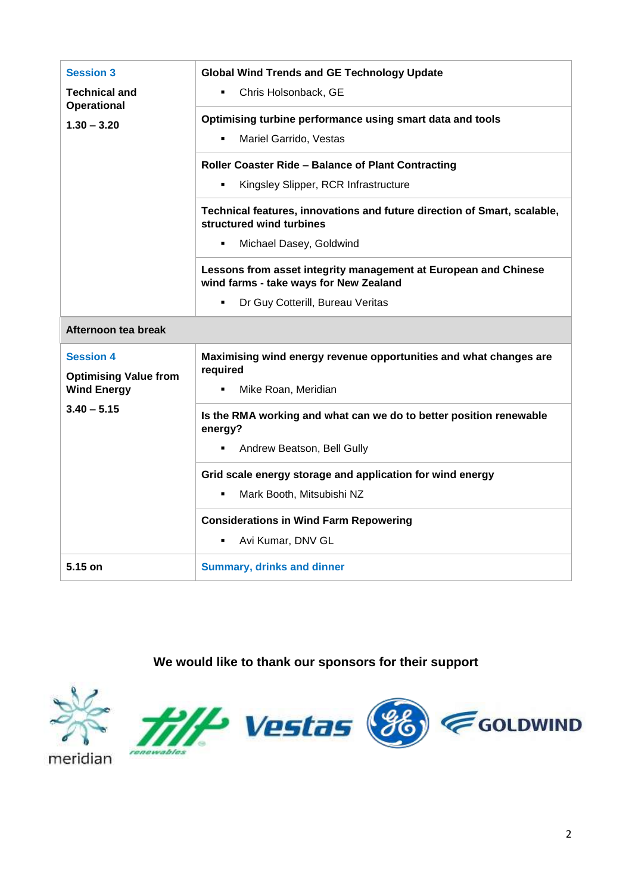| | |
|---|---|
| **Session 3**<br>**Technical and Operational**<br>**1.30 – 3.20** | **Global Wind Trends and GE Technology Update**<br>▪ Chris Holsonback, GE |
| | **Optimising turbine performance using smart data and tools**<br>▪ Mariel Garrido, Vestas |
| | **Roller Coaster Ride – Balance of Plant Contracting**<br>▪ Kingsley Slipper, RCR Infrastructure |
| | **Technical features, innovations and future direction of Smart, scalable, structured wind turbines**<br>▪ Michael Dasey, Goldwind |
| | **Lessons from asset integrity management at European and Chinese wind farms - take ways for New Zealand**<br>▪ Dr Guy Cotterill, Bureau Veritas |
| **Afternoon tea break** | |
| **Session 4**<br>**Optimising Value from Wind Energy**<br>**3.40 – 5.15** | **Maximising wind energy revenue opportunities and what changes are required**<br>▪ Mike Roan, Meridian |
| | **Is the RMA working and what can we do to better position renewable energy?**<br>▪ Andrew Beatson, Bell Gully |
| | **Grid scale energy storage and application for wind energy**<br>▪ Mark Booth, Mitsubishi NZ |
| | **Considerations in Wind Farm Repowering**<br>▪ Avi Kumar, DNV GL |
| **5.15 on** | **Summary, drinks and dinner** |

**We would like to thank our sponsors for their support**

meridian

tilt renewables

Vestas

GE

GOLDWIND